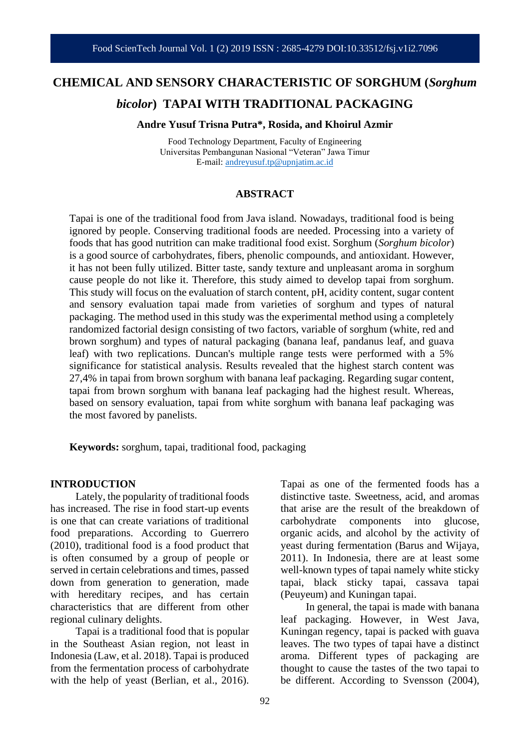# CHEMICAL AND SENSORY CHARACTERISTIC OF SORGHUM (*Sorghum bicolor*) TAPAI WITH TRADITIONAL PACKAGING

**Andre Yusuf Trisna Putra\*, Rosida, and Khoirul Azmir**

Food Technology Department, Faculty of Engineering
Universitas Pembangunan Nasional "Veteran" Jawa Timur
E-mail: andreyusuf.tp@upnjatim.ac.id

## ABSTRACT

Tapai is one of the traditional food from Java island. Nowadays, traditional food is being ignored by people. Conserving traditional foods are needed. Processing into a variety of foods that has good nutrition can make traditional food exist. Sorghum (*Sorghum bicolor*) is a good source of carbohydrates, fibers, phenolic compounds, and antioxidant. However, it has not been fully utilized. Bitter taste, sandy texture and unpleasant aroma in sorghum cause people do not like it. Therefore, this study aimed to develop tapai from sorghum. This study will focus on the evaluation of starch content, pH, acidity content, sugar content and sensory evaluation tapai made from varieties of sorghum and types of natural packaging. The method used in this study was the experimental method using a completely randomized factorial design consisting of two factors, variable of sorghum (white, red and brown sorghum) and types of natural packaging (banana leaf, pandanus leaf, and guava leaf) with two replications. Duncan's multiple range tests were performed with a 5% significance for statistical analysis. Results revealed that the highest starch content was 27,4% in tapai from brown sorghum with banana leaf packaging. Regarding sugar content, tapai from brown sorghum with banana leaf packaging had the highest result. Whereas, based on sensory evaluation, tapai from white sorghum with banana leaf packaging was the most favored by panelists.

**Keywords:** sorghum, tapai, traditional food, packaging

## INTRODUCTION

Lately, the popularity of traditional foods has increased. The rise in food start-up events is one that can create variations of traditional food preparations. According to Guerrero (2010), traditional food is a food product that is often consumed by a group of people or served in certain celebrations and times, passed down from generation to generation, made with hereditary recipes, and has certain characteristics that are different from other regional culinary delights.

Tapai is a traditional food that is popular in the Southeast Asian region, not least in Indonesia (Law, et al. 2018). Tapai is produced from the fermentation process of carbohydrate with the help of yeast (Berlian, et al., 2016). Tapai as one of the fermented foods has a distinctive taste. Sweetness, acid, and aromas that arise are the result of the breakdown of carbohydrate components into glucose, organic acids, and alcohol by the activity of yeast during fermentation (Barus and Wijaya, 2011). In Indonesia, there are at least some well-known types of tapai namely white sticky tapai, black sticky tapai, cassava tapai (Peuyeum) and Kuningan tapai.

In general, the tapai is made with banana leaf packaging. However, in West Java, Kuningan regency, tapai is packed with guava leaves. The two types of tapai have a distinct aroma. Different types of packaging are thought to cause the tastes of the two tapai to be different. According to Svensson (2004),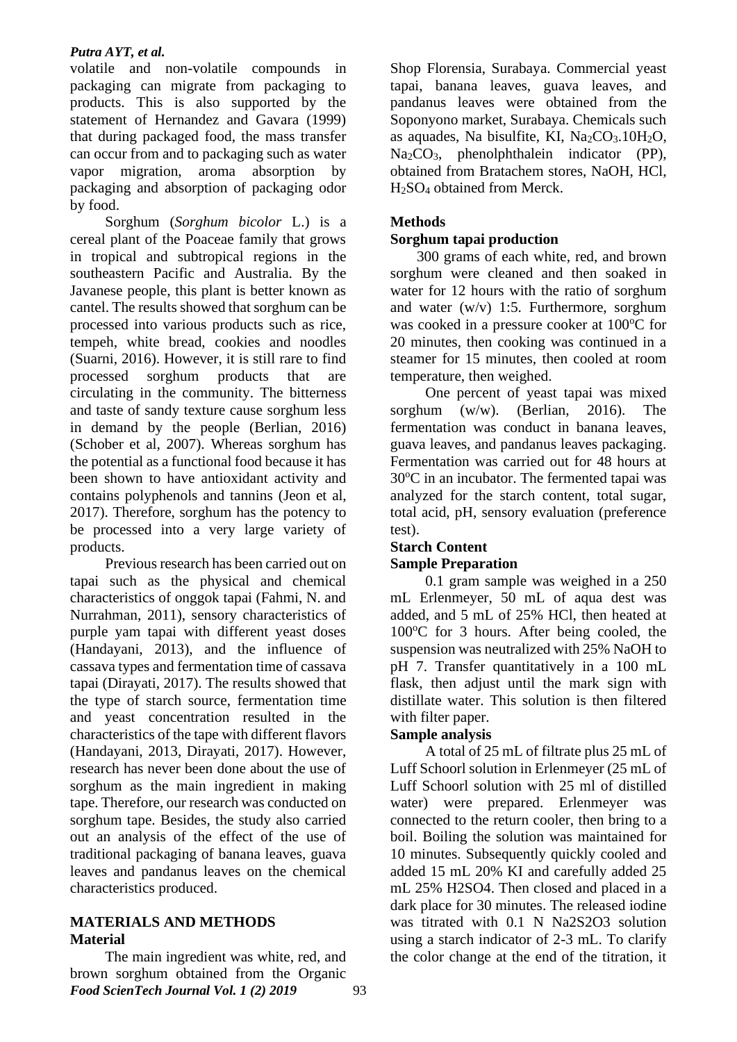volatile and non-volatile compounds in packaging can migrate from packaging to products. This is also supported by the statement of Hernandez and Gavara (1999) that during packaged food, the mass transfer can occur from and to packaging such as water vapor migration, aroma absorption by packaging and absorption of packaging odor by food.

Sorghum (*Sorghum bicolor* L.) is a cereal plant of the Poaceae family that grows in tropical and subtropical regions in the southeastern Pacific and Australia. By the Javanese people, this plant is better known as cantel. The results showed that sorghum can be processed into various products such as rice, tempeh, white bread, cookies and noodles (Suarni, 2016). However, it is still rare to find processed sorghum products that are circulating in the community. The bitterness and taste of sandy texture cause sorghum less in demand by the people (Berlian, 2016) (Schober et al, 2007). Whereas sorghum has the potential as a functional food because it has been shown to have antioxidant activity and contains polyphenols and tannins (Jeon et al, 2017). Therefore, sorghum has the potency to be processed into a very large variety of products.

Previous research has been carried out on tapai such as the physical and chemical characteristics of onggok tapai (Fahmi, N. and Nurrahman, 2011), sensory characteristics of purple yam tapai with different yeast doses (Handayani, 2013), and the influence of cassava types and fermentation time of cassava tapai (Dirayati, 2017). The results showed that the type of starch source, fermentation time and yeast concentration resulted in the characteristics of the tape with different flavors (Handayani, 2013, Dirayati, 2017). However, research has never been done about the use of sorghum as the main ingredient in making tape. Therefore, our research was conducted on sorghum tape. Besides, the study also carried out an analysis of the effect of the use of traditional packaging of banana leaves, guava leaves and pandanus leaves on the chemical characteristics produced.

## MATERIALS AND METHODS

### Material

The main ingredient was white, red, and brown sorghum obtained from the Organic Shop Florensia, Surabaya. Commercial yeast tapai, banana leaves, guava leaves, and pandanus leaves were obtained from the Soponyono market, Surabaya. Chemicals such as aquades, Na bisulfite, KI, $Na_2CO_3.10H_2O$, $Na_2CO_3$, phenolphthalein indicator (PP), obtained from Bratachem stores, NaOH, HCl, $H_2SO_4$ obtained from Merck.

### Methods

#### Sorghum tapai production

300 grams of each white, red, and brown sorghum were cleaned and then soaked in water for 12 hours with the ratio of sorghum and water (w/v) 1:5. Furthermore, sorghum was cooked in a pressure cooker at 100$^o$C for 20 minutes, then cooking was continued in a steamer for 15 minutes, then cooled at room temperature, then weighed.

One percent of yeast tapai was mixed sorghum (w/w). (Berlian, 2016). The fermentation was conduct in banana leaves, guava leaves, and pandanus leaves packaging. Fermentation was carried out for 48 hours at 30$^o$C in an incubator. The fermented tapai was analyzed for the starch content, total sugar, total acid, pH, sensory evaluation (preference test).

#### Starch Content

#### Sample Preparation

0.1 gram sample was weighed in a 250 mL Erlenmeyer, 50 mL of aqua dest was added, and 5 mL of 25% HCl, then heated at 100$^o$C for 3 hours. After being cooled, the suspension was neutralized with 25% NaOH to pH 7. Transfer quantitatively in a 100 mL flask, then adjust until the mark sign with distillate water. This solution is then filtered with filter paper.

#### Sample analysis

A total of 25 mL of filtrate plus 25 mL of Luff Schoorl solution in Erlenmeyer (25 mL of Luff Schoorl solution with 25 ml of distilled water) were prepared. Erlenmeyer was connected to the return cooler, then bring to a boil. Boiling the solution was maintained for 10 minutes. Subsequently quickly cooled and added 15 mL 20% KI and carefully added 25 mL 25% H2SO4. Then closed and placed in a dark place for 30 minutes. The released iodine was titrated with 0.1 N Na2S2O3 solution using a starch indicator of 2-3 mL. To clarify the color change at the end of the titration, it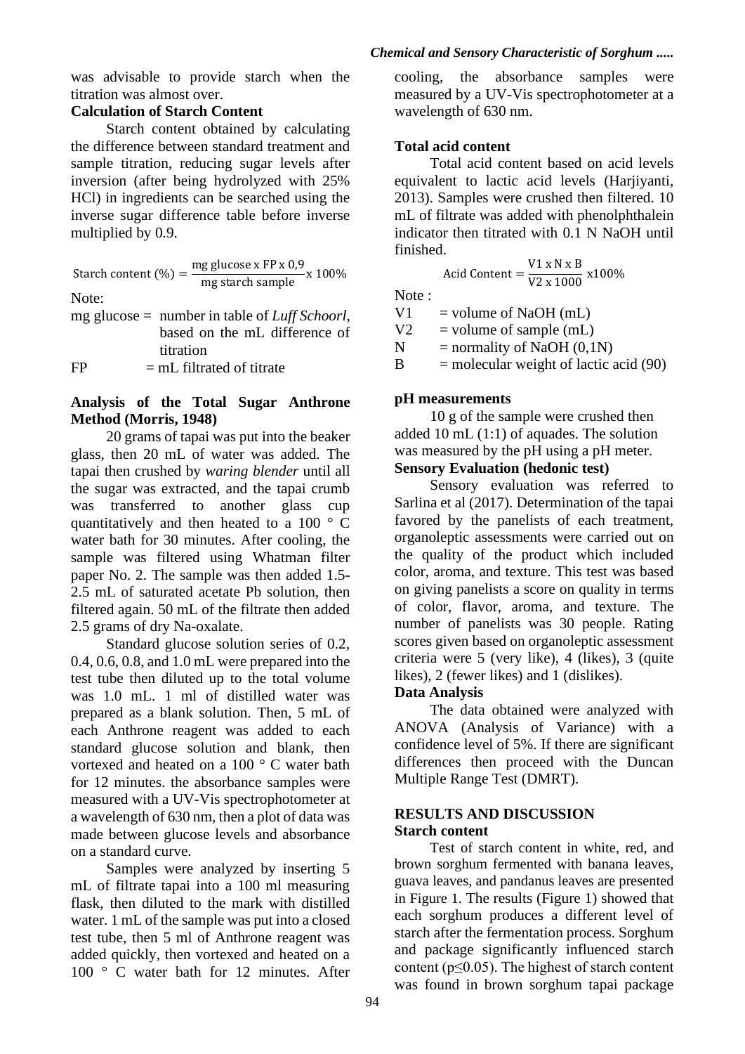was advisable to provide starch when the titration was almost over.

**Calculation of Starch Content**

Starch content obtained by calculating the difference between standard treatment and sample titration, reducing sugar levels after inversion (after being hydrolyzed with 25% HCl) in ingredients can be searched using the inverse sugar difference table before inverse multiplied by 0.9.

$$\text{Starch content (\%)} = \frac{\text{mg glucose x FP x 0,9}}{\text{mg starch sample}} \text{x } 100\%$$

Note:

mg glucose = number in table of *Luff Schoorl*, based on the mL difference of titration

FP = mL filtrated of titrate

**Analysis of the Total Sugar Anthrone Method (Morris, 1948)**

20 grams of tapai was put into the beaker glass, then 20 mL of water was added. The tapai then crushed by *waring blender* until all the sugar was extracted, and the tapai crumb was transferred to another glass cup quantitatively and then heated to a 100 ° C water bath for 30 minutes. After cooling, the sample was filtered using Whatman filter paper No. 2. The sample was then added 1.5-2.5 mL of saturated acetate Pb solution, then filtered again. 50 mL of the filtrate then added 2.5 grams of dry Na-oxalate.

Standard glucose solution series of 0.2, 0.4, 0.6, 0.8, and 1.0 mL were prepared into the test tube then diluted up to the total volume was 1.0 mL. 1 ml of distilled water was prepared as a blank solution. Then, 5 mL of each Anthrone reagent was added to each standard glucose solution and blank, then vortexed and heated on a 100 ° C water bath for 12 minutes. the absorbance samples were measured with a UV-Vis spectrophotometer at a wavelength of 630 nm, then a plot of data was made between glucose levels and absorbance on a standard curve.

Samples were analyzed by inserting 5 mL of filtrate tapai into a 100 ml measuring flask, then diluted to the mark with distilled water. 1 mL of the sample was put into a closed test tube, then 5 ml of Anthrone reagent was added quickly, then vortexed and heated on a 100 ° C water bath for 12 minutes. After cooling, the absorbance samples were measured by a UV-Vis spectrophotometer at a wavelength of 630 nm.

**Total acid content**

Total acid content based on acid levels equivalent to lactic acid levels (Harjiyanti, 2013). Samples were crushed then filtered. 10 mL of filtrate was added with phenolphthalein indicator then titrated with 0.1 N NaOH until finished.

$$\text{Acid Content} = \frac{\text{V1 x N x B}}{\text{V2 x 1000}} \text{ x100\%}$$

Note :

V1 = volume of NaOH (mL)

V2 = volume of sample (mL)

N = normality of NaOH (0,1N)

B = molecular weight of lactic acid (90)

**pH measurements**

10 g of the sample were crushed then added 10 mL (1:1) of aquades. The solution was measured by the pH using a pH meter.

**Sensory Evaluation (hedonic test)**

Sensory evaluation was referred to Sarlina et al (2017). Determination of the tapai favored by the panelists of each treatment, organoleptic assessments were carried out on the quality of the product which included color, aroma, and texture. This test was based on giving panelists a score on quality in terms of color, flavor, aroma, and texture. The number of panelists was 30 people. Rating scores given based on organoleptic assessment criteria were 5 (very like), 4 (likes), 3 (quite likes), 2 (fewer likes) and 1 (dislikes).

**Data Analysis**

The data obtained were analyzed with ANOVA (Analysis of Variance) with a confidence level of 5%. If there are significant differences then proceed with the Duncan Multiple Range Test (DMRT).

## RESULTS AND DISCUSSION

**Starch content**

Test of starch content in white, red, and brown sorghum fermented with banana leaves, guava leaves, and pandanus leaves are presented in Figure 1. The results (Figure 1) showed that each sorghum produces a different level of starch after the fermentation process. Sorghum and package significantly influenced starch content ($p \leq 0.05$). The highest of starch content was found in brown sorghum tapai package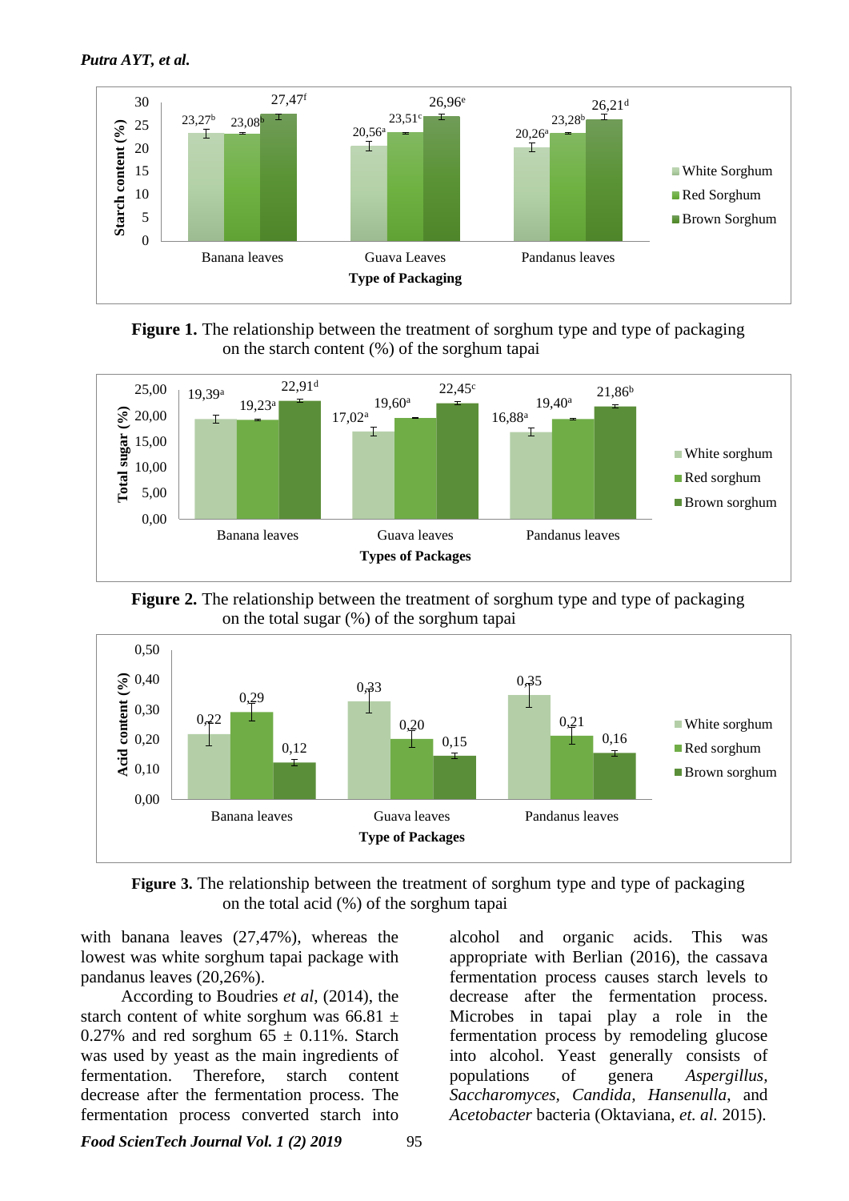Figure 1. The relationship between the treatment of sorghum type and type of packaging on the starch content (%) of the sorghum tapai

Figure 2. The relationship between the treatment of sorghum type and type of packaging on the total sugar (%) of the sorghum tapai

Figure 3. The relationship between the treatment of sorghum type and type of packaging on the total acid (%) of the sorghum tapai

with banana leaves (27,47%), whereas the lowest was white sorghum tapai package with pandanus leaves (20,26%).

According to Boudries *et al*, (2014), the starch content of white sorghum was 66.81 ± 0.27% and red sorghum 65 ± 0.11%. Starch was used by yeast as the main ingredients of fermentation. Therefore, starch content decrease after the fermentation process. The fermentation process converted starch into alcohol and organic acids. This was appropriate with Berlian (2016), the cassava fermentation process causes starch levels to decrease after the fermentation process. Microbes in tapai play a role in the fermentation process by remodeling glucose into alcohol. Yeast generally consists of populations of genera *Aspergillus*, *Saccharomyces*, *Candida*, *Hansenulla*, and *Acetobacter* bacteria (Oktaviana, *et. al.* 2015).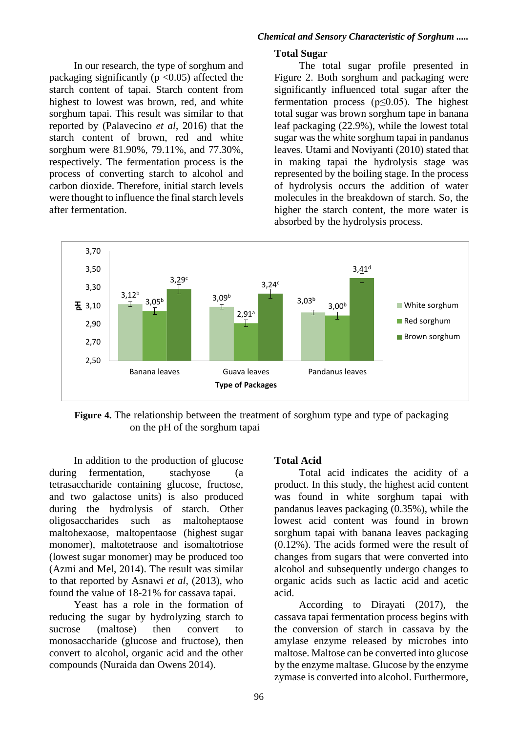In our research, the type of sorghum and packaging significantly ($p < 0.05$) affected the starch content of tapai. Starch content from highest to lowest was brown, red, and white sorghum tapai. This result was similar to that reported by (Palavecino *et al*, 2016) that the starch content of brown, red and white sorghum were 81.90%, 79.11%, and 77.30%, respectively. The fermentation process is the process of converting starch to alcohol and carbon dioxide. Therefore, initial starch levels were thought to influence the final starch levels after fermentation.

### Total Sugar

The total sugar profile presented in Figure 2. Both sorghum and packaging were significantly influenced total sugar after the fermentation process ($p \leq 0.05$). The highest total sugar was brown sorghum tape in banana leaf packaging (22.9%), while the lowest total sugar was the white sorghum tapai in pandanus leaves. Utami and Noviyanti (2010) stated that in making tapai the hydrolysis stage was represented by the boiling stage. In the process of hydrolysis occurs the addition of water molecules in the breakdown of starch. So, the higher the starch content, the more water is absorbed by the hydrolysis process.

**Figure 4.** The relationship between the treatment of sorghum type and type of packaging on the pH of the sorghum tapai

In addition to the production of glucose during fermentation, stachyose (a tetrasaccharide containing glucose, fructose, and two galactose units) is also produced during the hydrolysis of starch. Other oligosaccharides such as maltoheptaose maltohexaose, maltopentaose (highest sugar monomer), maltotetraose and isomaltotriose (lowest sugar monomer) may be produced too (Azmi and Mel, 2014). The result was similar to that reported by Asnawi *et al*, (2013), who found the value of 18-21% for cassava tapai.

Yeast has a role in the formation of reducing the sugar by hydrolyzing starch to sucrose (maltose) then convert to monosaccharide (glucose and fructose), then convert to alcohol, organic acid and the other compounds (Nuraida dan Owens 2014).

### Total Acid

Total acid indicates the acidity of a product. In this study, the highest acid content was found in white sorghum tapai with pandanus leaves packaging (0.35%), while the lowest acid content was found in brown sorghum tapai with banana leaves packaging (0.12%). The acids formed were the result of changes from sugars that were converted into alcohol and subsequently undergo changes to organic acids such as lactic acid and acetic acid.

According to Dirayati (2017), the cassava tapai fermentation process begins with the conversion of starch in cassava by the amylase enzyme released by microbes into maltose. Maltose can be converted into glucose by the enzyme maltase. Glucose by the enzyme zymase is converted into alcohol. Furthermore,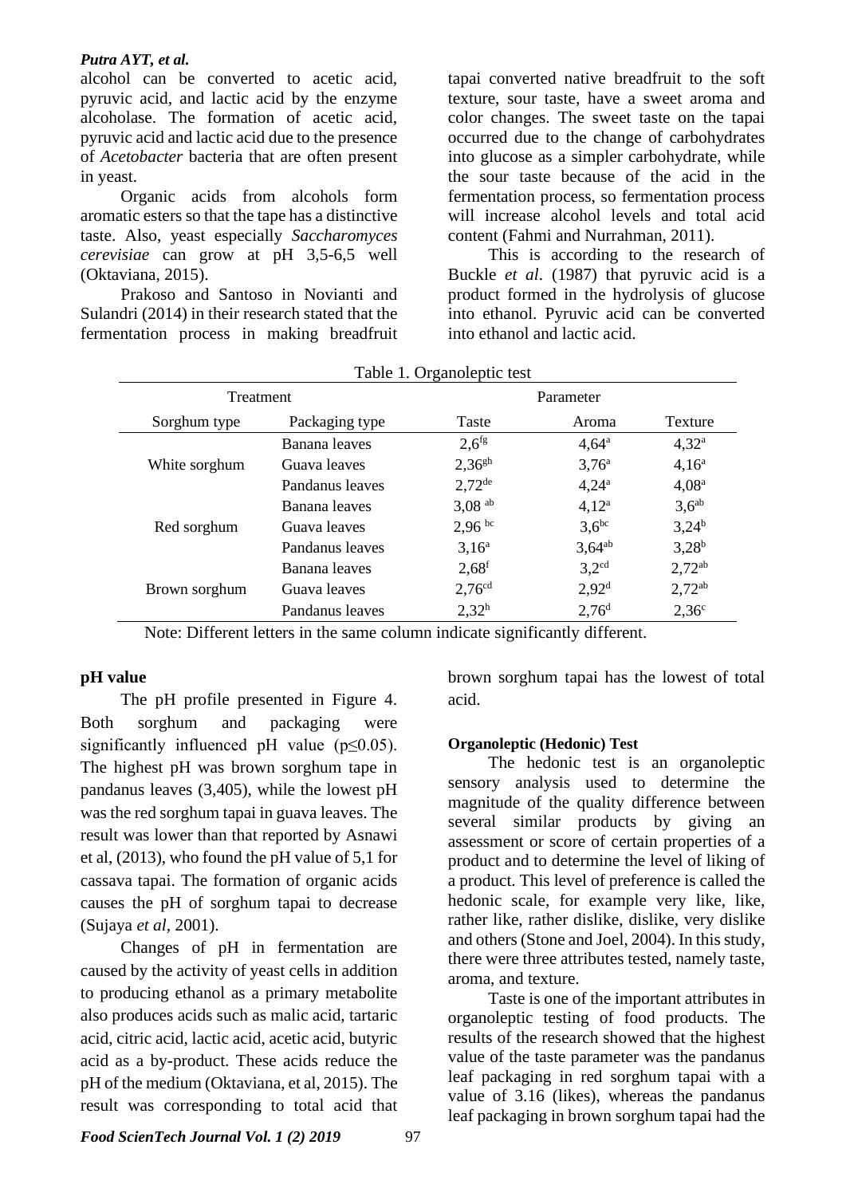alcohol can be converted to acetic acid, pyruvic acid, and lactic acid by the enzyme alcoholase. The formation of acetic acid, pyruvic acid and lactic acid due to the presence of *Acetobacter* bacteria that are often present in yeast.

Organic acids from alcohols form aromatic esters so that the tape has a distinctive taste. Also, yeast especially *Saccharomyces cerevisiae* can grow at pH 3,5-6,5 well (Oktaviana, 2015).

Prakoso and Santoso in Novianti and Sulandri (2014) in their research stated that the fermentation process in making breadfruit tapai converted native breadfruit to the soft texture, sour taste, have a sweet aroma and color changes. The sweet taste on the tapai occurred due to the change of carbohydrates into glucose as a simpler carbohydrate, while the sour taste because of the acid in the fermentation process, so fermentation process will increase alcohol levels and total acid content (Fahmi and Nurrahman, 2011).

This is according to the research of Buckle *et al*. (1987) that pyruvic acid is a product formed in the hydrolysis of glucose into ethanol. Pyruvic acid can be converted into ethanol and lactic acid.

Table 1. Organoleptic test

| Treatment | | Parameter | | |
|---|---|---|---|---|
| Sorghum type | Packaging type | Taste | Aroma | Texture |
| White sorghum | Banana leaves | $2,6^{fg}$ | $4,64^{a}$ | $4,32^{a}$ |
| | Guava leaves | $2,36^{gh}$ | $3,76^{a}$ | $4,16^{a}$ |
| | Pandanus leaves | $2,72^{de}$ | $4,24^{a}$ | $4,08^{a}$ |
| Red sorghum | Banana leaves | $3,08^{ab}$ | $4,12^{a}$ | $3,6^{ab}$ |
| | Guava leaves | $2,96^{bc}$ | $3,6^{bc}$ | $3,24^{b}$ |
| | Pandanus leaves | $3,16^{a}$ | $3,64^{ab}$ | $3,28^{b}$ |
| Brown sorghum | Banana leaves | $2,68^{f}$ | $3,2^{cd}$ | $2,72^{ab}$ |
| | Guava leaves | $2,76^{cd}$ | $2,92^{d}$ | $2,72^{ab}$ |
| | Pandanus leaves | $2,32^{h}$ | $2,76^{d}$ | $2,36^{c}$ |

Note: Different letters in the same column indicate significantly different.

## pH value

The pH profile presented in Figure 4. Both sorghum and packaging were significantly influenced pH value ($p \leq 0.05$). The highest pH was brown sorghum tape in pandanus leaves (3,405), while the lowest pH was the red sorghum tapai in guava leaves. The result was lower than that reported by Asnawi et al, (2013), who found the pH value of 5,1 for cassava tapai. The formation of organic acids causes the pH of sorghum tapai to decrease (Sujaya *et al*, 2001).

Changes of pH in fermentation are caused by the activity of yeast cells in addition to producing ethanol as a primary metabolite also produces acids such as malic acid, tartaric acid, citric acid, lactic acid, acetic acid, butyric acid as a by-product. These acids reduce the pH of the medium (Oktaviana, et al, 2015). The result was corresponding to total acid that brown sorghum tapai has the lowest of total acid.

### Organoleptic (Hedonic) Test

The hedonic test is an organoleptic sensory analysis used to determine the magnitude of the quality difference between several similar products by giving an assessment or score of certain properties of a product and to determine the level of liking of a product. This level of preference is called the hedonic scale, for example very like, like, rather like, rather dislike, dislike, very dislike and others (Stone and Joel, 2004). In this study, there were three attributes tested, namely taste, aroma, and texture.

Taste is one of the important attributes in organoleptic testing of food products. The results of the research showed that the highest value of the taste parameter was the pandanus leaf packaging in red sorghum tapai with a value of 3.16 (likes), whereas the pandanus leaf packaging in brown sorghum tapai had the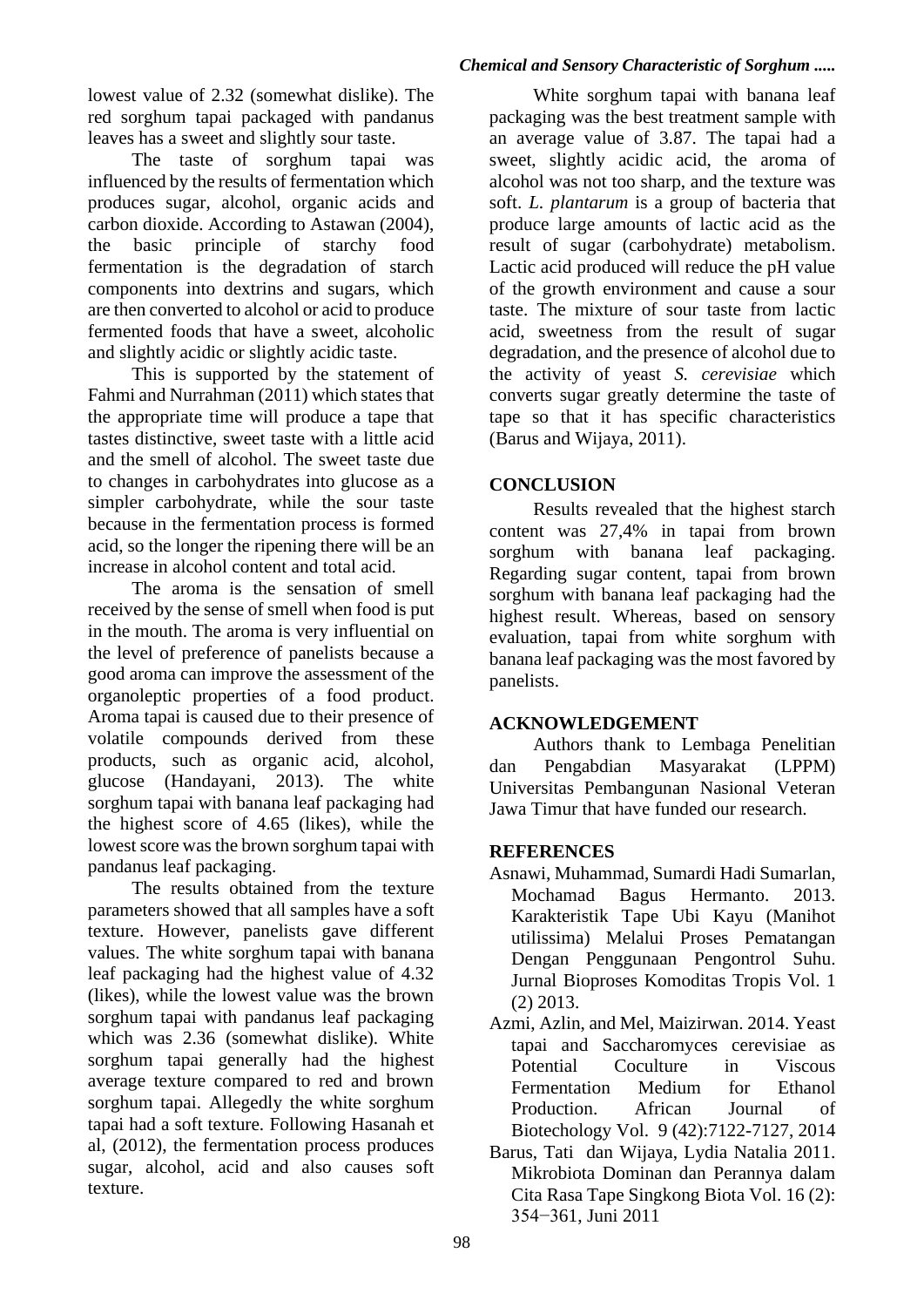lowest value of 2.32 (somewhat dislike). The red sorghum tapai packaged with pandanus leaves has a sweet and slightly sour taste.

The taste of sorghum tapai was influenced by the results of fermentation which produces sugar, alcohol, organic acids and carbon dioxide. According to Astawan (2004), the basic principle of starchy food fermentation is the degradation of starch components into dextrins and sugars, which are then converted to alcohol or acid to produce fermented foods that have a sweet, alcoholic and slightly acidic or slightly acidic taste.

This is supported by the statement of Fahmi and Nurrahman (2011) which states that the appropriate time will produce a tape that tastes distinctive, sweet taste with a little acid and the smell of alcohol. The sweet taste due to changes in carbohydrates into glucose as a simpler carbohydrate, while the sour taste because in the fermentation process is formed acid, so the longer the ripening there will be an increase in alcohol content and total acid.

The aroma is the sensation of smell received by the sense of smell when food is put in the mouth. The aroma is very influential on the level of preference of panelists because a good aroma can improve the assessment of the organoleptic properties of a food product. Aroma tapai is caused due to their presence of volatile compounds derived from these products, such as organic acid, alcohol, glucose (Handayani, 2013). The white sorghum tapai with banana leaf packaging had the highest score of 4.65 (likes), while the lowest score was the brown sorghum tapai with pandanus leaf packaging.

The results obtained from the texture parameters showed that all samples have a soft texture. However, panelists gave different values. The white sorghum tapai with banana leaf packaging had the highest value of 4.32 (likes), while the lowest value was the brown sorghum tapai with pandanus leaf packaging which was 2.36 (somewhat dislike). White sorghum tapai generally had the highest average texture compared to red and brown sorghum tapai. Allegedly the white sorghum tapai had a soft texture. Following Hasanah et al, (2012), the fermentation process produces sugar, alcohol, acid and also causes soft texture.

White sorghum tapai with banana leaf packaging was the best treatment sample with an average value of 3.87. The tapai had a sweet, slightly acidic acid, the aroma of alcohol was not too sharp, and the texture was soft. *L. plantarum* is a group of bacteria that produce large amounts of lactic acid as the result of sugar (carbohydrate) metabolism. Lactic acid produced will reduce the pH value of the growth environment and cause a sour taste. The mixture of sour taste from lactic acid, sweetness from the result of sugar degradation, and the presence of alcohol due to the activity of yeast *S. cerevisiae* which converts sugar greatly determine the taste of tape so that it has specific characteristics (Barus and Wijaya, 2011).

## CONCLUSION

Results revealed that the highest starch content was 27,4% in tapai from brown sorghum with banana leaf packaging. Regarding sugar content, tapai from brown sorghum with banana leaf packaging had the highest result. Whereas, based on sensory evaluation, tapai from white sorghum with banana leaf packaging was the most favored by panelists.

## ACKNOWLEDGEMENT

Authors thank to Lembaga Penelitian dan Pengabdian Masyarakat (LPPM) Universitas Pembangunan Nasional Veteran Jawa Timur that have funded our research.

## REFERENCES

Asnawi, Muhammad, Sumardi Hadi Sumarlan, Mochamad Bagus Hermanto. 2013. Karakteristik Tape Ubi Kayu (Manihot utilissima) Melalui Proses Pematangan Dengan Penggunaan Pengontrol Suhu. Jurnal Bioproses Komoditas Tropis Vol. 1 (2) 2013.

Azmi, Azlin, and Mel, Maizirwan. 2014. Yeast tapai and Saccharomyces cerevisiae as Potential Coculture in Viscous Fermentation Medium for Ethanol Production. African Journal of Biotechology Vol. 9 (42):7122-7127, 2014

Barus, Tati dan Wijaya, Lydia Natalia 2011. Mikrobiota Dominan dan Perannya dalam Cita Rasa Tape Singkong Biota Vol. 16 (2): 354−361, Juni 2011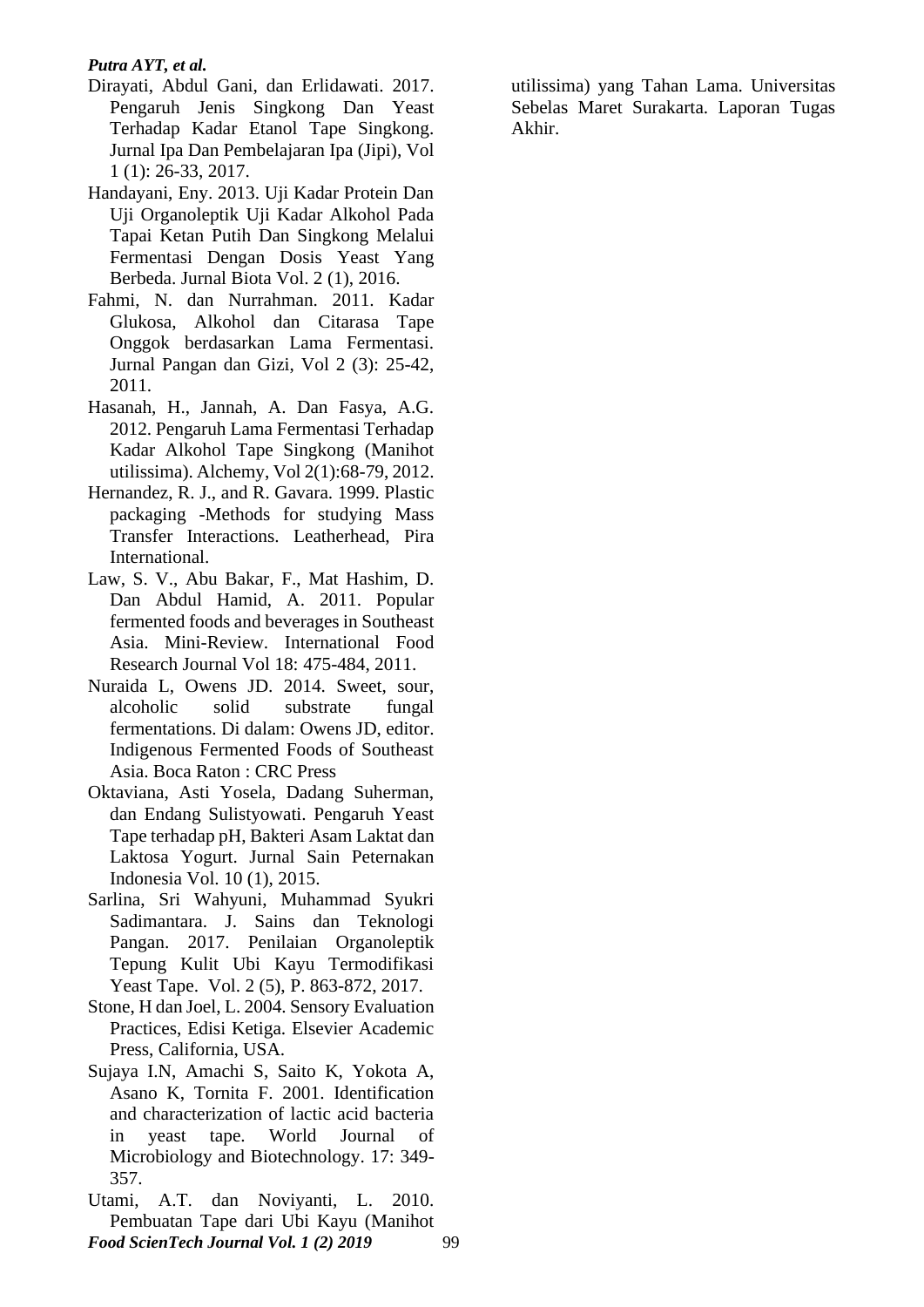Dirayati, Abdul Gani, dan Erlidawati. 2017. Pengaruh Jenis Singkong Dan Yeast Terhadap Kadar Etanol Tape Singkong. Jurnal Ipa Dan Pembelajaran Ipa (Jipi), Vol 1 (1): 26-33, 2017.

Handayani, Eny. 2013. Uji Kadar Protein Dan Uji Organoleptik Uji Kadar Alkohol Pada Tapai Ketan Putih Dan Singkong Melalui Fermentasi Dengan Dosis Yeast Yang Berbeda. Jurnal Biota Vol. 2 (1), 2016.

Fahmi, N. dan Nurrahman. 2011. Kadar Glukosa, Alkohol dan Citarasa Tape Onggok berdasarkan Lama Fermentasi. Jurnal Pangan dan Gizi, Vol 2 (3): 25-42, 2011.

Hasanah, H., Jannah, A. Dan Fasya, A.G. 2012. Pengaruh Lama Fermentasi Terhadap Kadar Alkohol Tape Singkong (Manihot utilissima). Alchemy, Vol 2(1):68-79, 2012.

Hernandez, R. J., and R. Gavara. 1999. Plastic packaging -Methods for studying Mass Transfer Interactions. Leatherhead, Pira International.

Law, S. V., Abu Bakar, F., Mat Hashim, D. Dan Abdul Hamid, A. 2011. Popular fermented foods and beverages in Southeast Asia. Mini-Review. International Food Research Journal Vol 18: 475-484, 2011.

Nuraida L, Owens JD. 2014. Sweet, sour, alcoholic solid substrate fungal fermentations. Di dalam: Owens JD, editor. Indigenous Fermented Foods of Southeast Asia. Boca Raton : CRC Press

Oktaviana, Asti Yosela, Dadang Suherman, dan Endang Sulistyowati. Pengaruh Yeast Tape terhadap pH, Bakteri Asam Laktat dan Laktosa Yogurt. Jurnal Sain Peternakan Indonesia Vol. 10 (1), 2015.

Sarlina, Sri Wahyuni, Muhammad Syukri Sadimantara. J. Sains dan Teknologi Pangan. 2017. Penilaian Organoleptik Tepung Kulit Ubi Kayu Termodifikasi Yeast Tape. Vol. 2 (5), P. 863-872, 2017.

Stone, H dan Joel, L. 2004. Sensory Evaluation Practices, Edisi Ketiga. Elsevier Academic Press, California, USA.

Sujaya I.N, Amachi S, Saito K, Yokota A, Asano K, Tornita F. 2001. Identification and characterization of lactic acid bacteria in yeast tape. World Journal of Microbiology and Biotechnology. 17: 349-357.

Utami, A.T. dan Noviyanti, L. 2010. Pembuatan Tape dari Ubi Kayu (Manihot utilissima) yang Tahan Lama. Universitas Sebelas Maret Surakarta. Laporan Tugas Akhir.